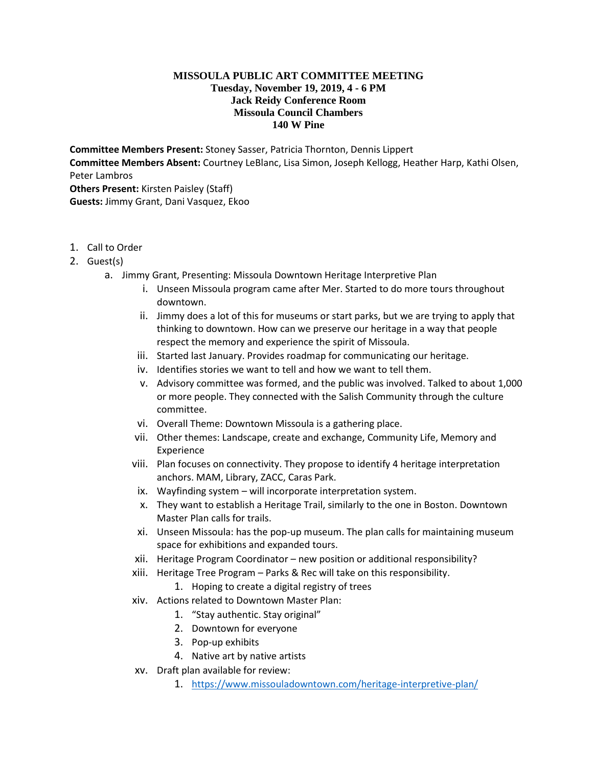# MISSOULA PUBLIC ART COMMITTEE MEETING
**Tuesday, November 19, 2019, 4 - 6 PM**
**Jack Reidy Conference Room**
**Missoula Council Chambers**
**140 W Pine**

**Committee Members Present:** Stoney Sasser, Patricia Thornton, Dennis Lippert
**Committee Members Absent:** Courtney LeBlanc, Lisa Simon, Joseph Kellogg, Heather Harp, Kathi Olsen, Peter Lambros
**Others Present:** Kirsten Paisley (Staff)
**Guests:** Jimmy Grant, Dani Vasquez, Ekoo

1. Call to Order
2. Guest(s)
   a. Jimmy Grant, Presenting: Missoula Downtown Heritage Interpretive Plan
      i. Unseen Missoula program came after Mer. Started to do more tours throughout downtown.
      ii. Jimmy does a lot of this for museums or start parks, but we are trying to apply that thinking to downtown. How can we preserve our heritage in a way that people respect the memory and experience the spirit of Missoula.
      iii. Started last January. Provides roadmap for communicating our heritage.
      iv. Identifies stories we want to tell and how we want to tell them.
      v. Advisory committee was formed, and the public was involved. Talked to about 1,000 or more people. They connected with the Salish Community through the culture committee.
      vi. Overall Theme: Downtown Missoula is a gathering place.
      vii. Other themes: Landscape, create and exchange, Community Life, Memory and Experience
      viii. Plan focuses on connectivity. They propose to identify 4 heritage interpretation anchors. MAM, Library, ZACC, Caras Park.
      ix. Wayfinding system – will incorporate interpretation system.
      x. They want to establish a Heritage Trail, similarly to the one in Boston. Downtown Master Plan calls for trails.
      xi. Unseen Missoula: has the pop-up museum. The plan calls for maintaining museum space for exhibitions and expanded tours.
      xii. Heritage Program Coordinator – new position or additional responsibility?
      xiii. Heritage Tree Program – Parks & Rec will take on this responsibility.
         1. Hoping to create a digital registry of trees
      xiv. Actions related to Downtown Master Plan:
         1. "Stay authentic. Stay original"
         2. Downtown for everyone
         3. Pop-up exhibits
         4. Native art by native artists
      xv. Draft plan available for review:
         1. https://www.missouladowntown.com/heritage-interpretive-plan/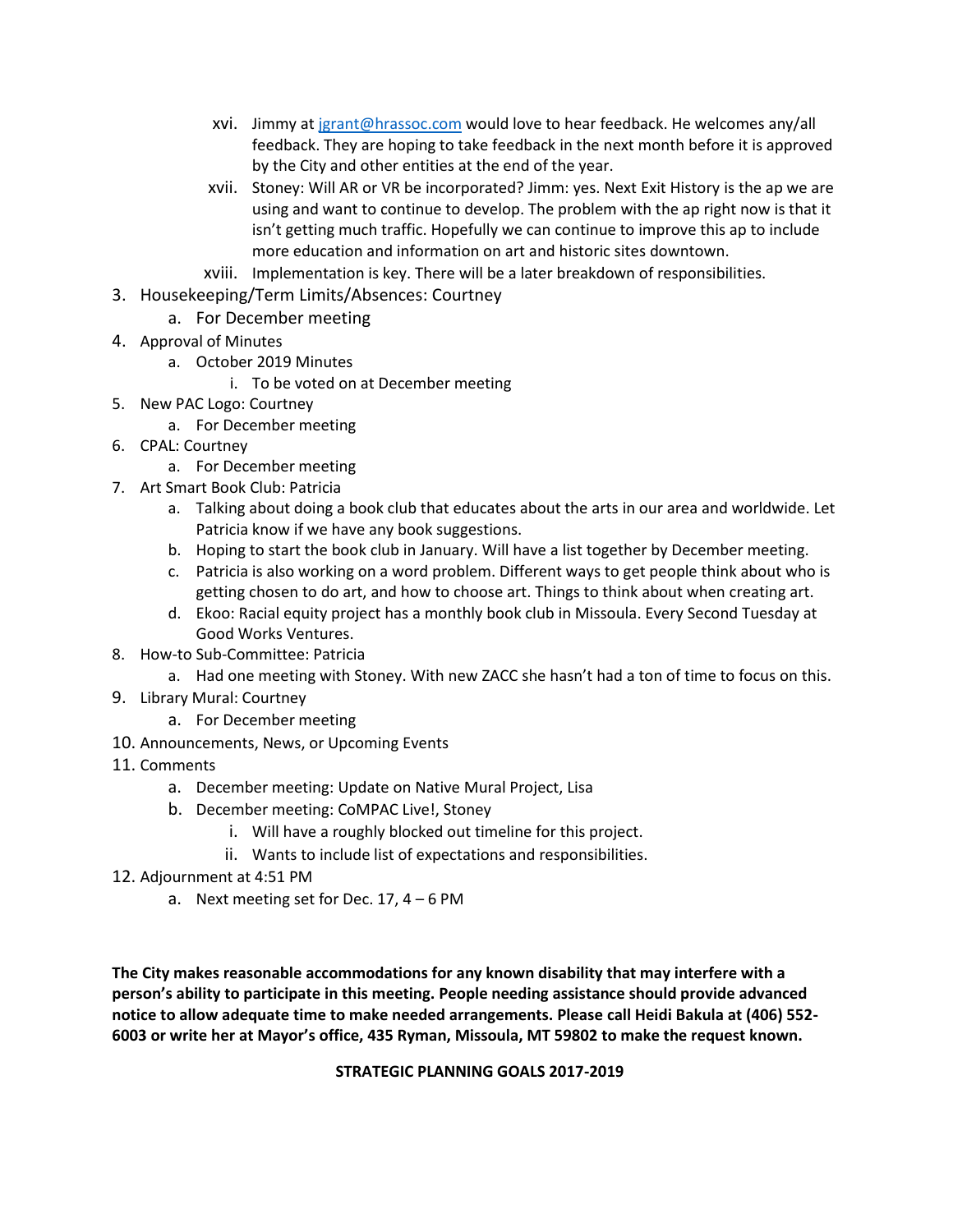xvi. Jimmy at [jgrant@hrassoc.com](mailto:jgrant@hrassoc.com) would love to hear feedback. He welcomes any/all feedback. They are hoping to take feedback in the next month before it is approved by the City and other entities at the end of the year.

xvii. Stoney: Will AR or VR be incorporated? Jimm: yes. Next Exit History is the ap we are using and want to continue to develop. The problem with the ap right now is that it isn't getting much traffic. Hopefully we can continue to improve this ap to include more education and information on art and historic sites downtown.

xviii. Implementation is key. There will be a later breakdown of responsibilities.

3. Housekeeping/Term Limits/Absences: Courtney
   a. For December meeting
4. Approval of Minutes
   a. October 2019 Minutes
      i. To be voted on at December meeting
5. New PAC Logo: Courtney
   a. For December meeting
6. CPAL: Courtney
   a. For December meeting
7. Art Smart Book Club: Patricia
   a. Talking about doing a book club that educates about the arts in our area and worldwide. Let Patricia know if we have any book suggestions.
   b. Hoping to start the book club in January. Will have a list together by December meeting.
   c. Patricia is also working on a word problem. Different ways to get people think about who is getting chosen to do art, and how to choose art. Things to think about when creating art.
   d. Ekoo: Racial equity project has a monthly book club in Missoula. Every Second Tuesday at Good Works Ventures.
8. How-to Sub-Committee: Patricia
   a. Had one meeting with Stoney. With new ZACC she hasn't had a ton of time to focus on this.
9. Library Mural: Courtney
   a. For December meeting
10. Announcements, News, or Upcoming Events
11. Comments
    a. December meeting: Update on Native Mural Project, Lisa
    b. December meeting: CoMPAC Live!, Stoney
       i. Will have a roughly blocked out timeline for this project.
       ii. Wants to include list of expectations and responsibilities.
12. Adjournment at 4:51 PM
    a. Next meeting set for Dec. 17, 4 – 6 PM

**The City makes reasonable accommodations for any known disability that may interfere with a person's ability to participate in this meeting. People needing assistance should provide advanced notice to allow adequate time to make needed arrangements. Please call Heidi Bakula at (406) 552-6003 or write her at Mayor's office, 435 Ryman, Missoula, MT 59802 to make the request known.**

**STRATEGIC PLANNING GOALS 2017-2019**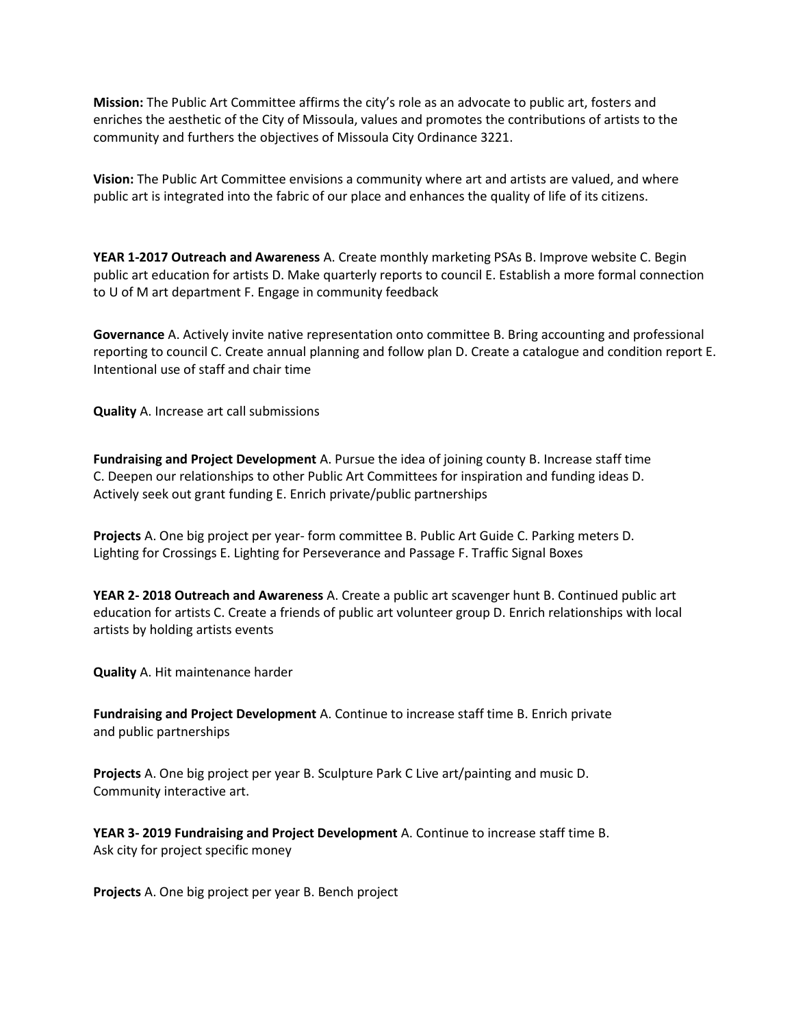**Mission:** The Public Art Committee affirms the city's role as an advocate to public art, fosters and enriches the aesthetic of the City of Missoula, values and promotes the contributions of artists to the community and furthers the objectives of Missoula City Ordinance 3221.

**Vision:** The Public Art Committee envisions a community where art and artists are valued, and where public art is integrated into the fabric of our place and enhances the quality of life of its citizens.

**YEAR 1-2017 Outreach and Awareness** A. Create monthly marketing PSAs B. Improve website C. Begin public art education for artists D. Make quarterly reports to council E. Establish a more formal connection to U of M art department F. Engage in community feedback

**Governance** A. Actively invite native representation onto committee B. Bring accounting and professional reporting to council C. Create annual planning and follow plan D. Create a catalogue and condition report E. Intentional use of staff and chair time

**Quality** A. Increase art call submissions

**Fundraising and Project Development** A. Pursue the idea of joining county B. Increase staff time C. Deepen our relationships to other Public Art Committees for inspiration and funding ideas D. Actively seek out grant funding E. Enrich private/public partnerships

**Projects** A. One big project per year- form committee B. Public Art Guide C. Parking meters D. Lighting for Crossings E. Lighting for Perseverance and Passage F. Traffic Signal Boxes

**YEAR 2- 2018 Outreach and Awareness** A. Create a public art scavenger hunt B. Continued public art education for artists C. Create a friends of public art volunteer group D. Enrich relationships with local artists by holding artists events

**Quality** A. Hit maintenance harder

**Fundraising and Project Development** A. Continue to increase staff time B. Enrich private and public partnerships

**Projects** A. One big project per year B. Sculpture Park C Live art/painting and music D. Community interactive art.

**YEAR 3- 2019 Fundraising and Project Development** A. Continue to increase staff time B. Ask city for project specific money

**Projects** A. One big project per year B. Bench project